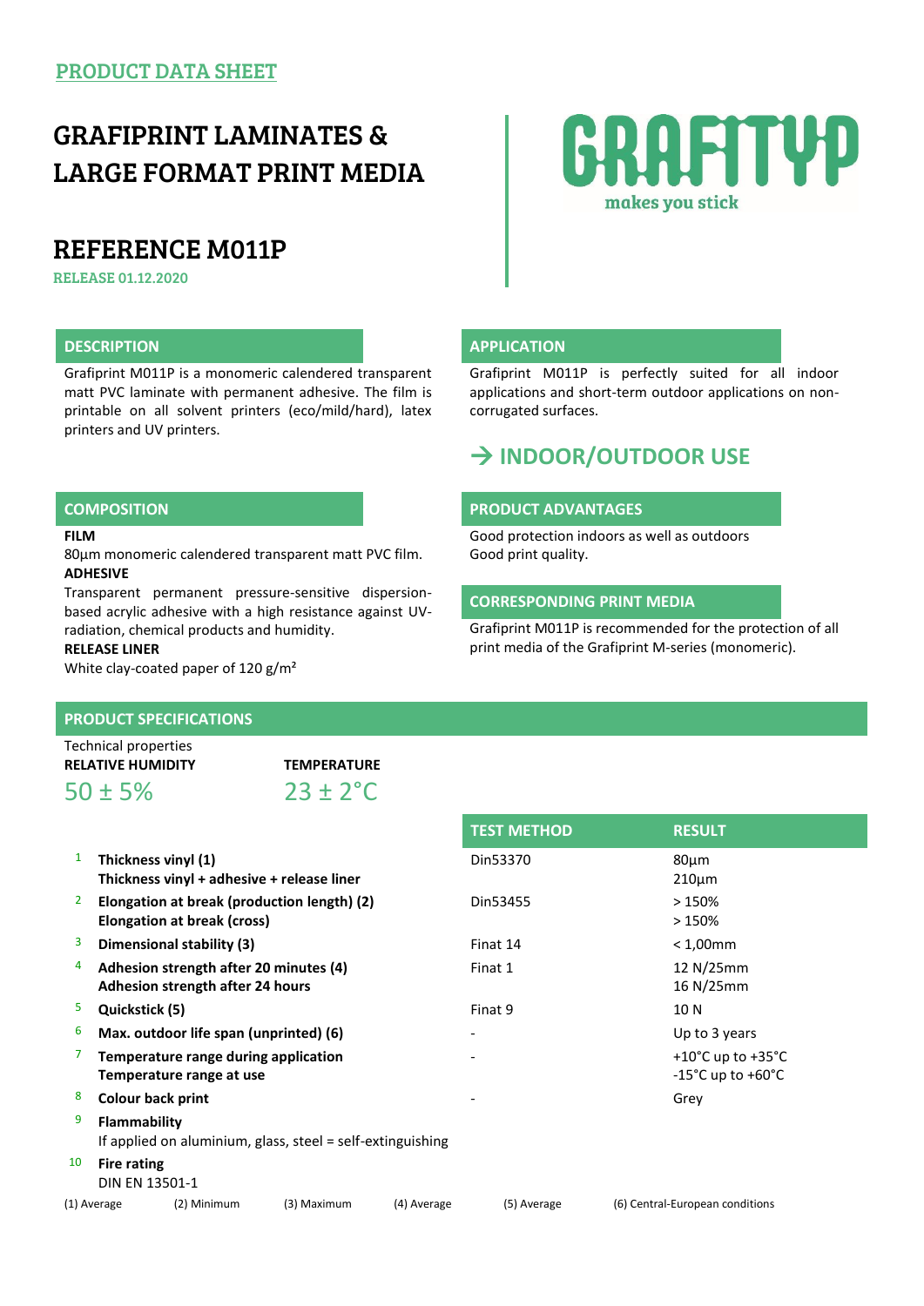PRODUCT DATA SHEET

# GRAFIPRINT LAMINATES & LARGE FORMAT PRINT MEDIA

GRAFITYP
makes you stick

# REFERENCE M011P

RELEASE 01.12.2020

## DESCRIPTION

Grafiprint M011P is a monomeric calendered transparent matt PVC laminate with permanent adhesive. The film is printable on all solvent printers (eco/mild/hard), latex printers and UV printers.

## COMPOSITION

**FILM**

80µm monomeric calendered transparent matt PVC film.

**ADHESIVE**

Transparent permanent pressure-sensitive dispersion-based acrylic adhesive with a high resistance against UV-radiation, chemical products and humidity.

**RELEASE LINER**

White clay-coated paper of 120 g/m²

## APPLICATION

Grafiprint M011P is perfectly suited for all indoor applications and short-term outdoor applications on non-corrugated surfaces.

## → INDOOR/OUTDOOR USE

## PRODUCT ADVANTAGES

Good protection indoors as well as outdoors
Good print quality.

## CORRESPONDING PRINT MEDIA

Grafiprint M011P is recommended for the protection of all print media of the Grafiprint M-series (monomeric).

## PRODUCT SPECIFICATIONS

Technical properties

**RELATIVE HUMIDITY** 50 ± 5%

**TEMPERATURE** 23 ± 2°C

| | | TEST METHOD | RESULT |
|---|---|---|---|
| 1 | **Thickness vinyl (1)**<br>**Thickness vinyl + adhesive + release liner** | Din53370 | 80µm<br>210µm |
| 2 | **Elongation at break (production length) (2)**<br>**Elongation at break (cross)** | Din53455 | > 150%<br>> 150% |
| 3 | **Dimensional stability (3)** | Finat 14 | < 1,00mm |
| 4 | **Adhesion strength after 20 minutes (4)**<br>**Adhesion strength after 24 hours** | Finat 1 | 12 N/25mm<br>16 N/25mm |
| 5 | **Quickstick (5)** | Finat 9 | 10 N |
| 6 | **Max. outdoor life span (unprinted) (6)** | - | Up to 3 years |
| 7 | **Temperature range during application**<br>**Temperature range at use** | - | +10°C up to +35°C<br>-15°C up to +60°C |
| 8 | **Colour back print** | - | Grey |
| 9 | **Flammability**<br>If applied on aluminium, glass, steel = self-extinguishing | | |
| 10 | **Fire rating**<br>DIN EN 13501-1 | | |

(1) Average (2) Minimum (3) Maximum (4) Average (5) Average (6) Central-European conditions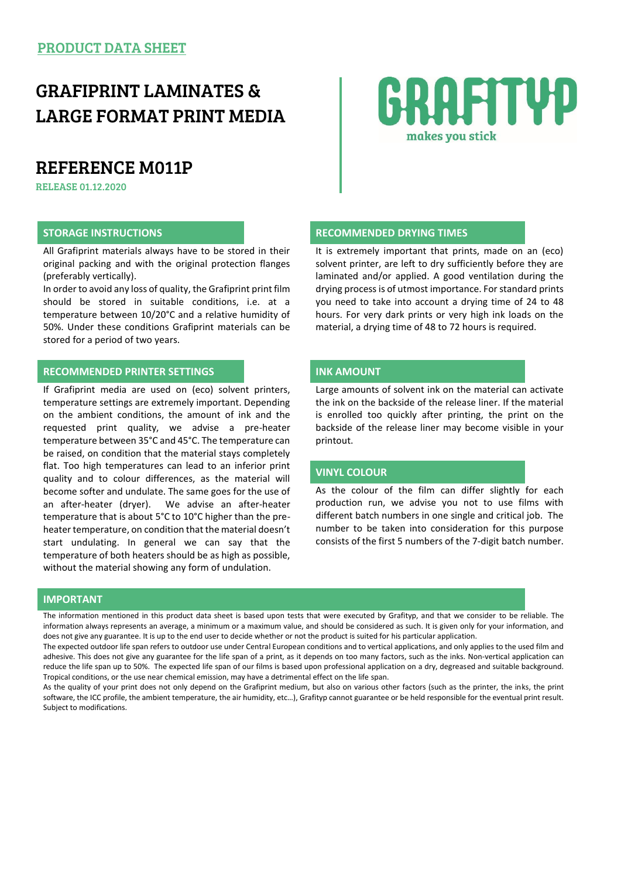PRODUCT DATA SHEET

# GRAFIPRINT LAMINATES & LARGE FORMAT PRINT MEDIA

GRAFITYP
makes you stick

# REFERENCE M011P

RELEASE 01.12.2020

## STORAGE INSTRUCTIONS

All Grafiprint materials always have to be stored in their original packing and with the original protection flanges (preferably vertically).

In order to avoid any loss of quality, the Grafiprint print film should be stored in suitable conditions, i.e. at a temperature between 10/20°C and a relative humidity of 50%. Under these conditions Grafiprint materials can be stored for a period of two years.

## RECOMMENDED PRINTER SETTINGS

If Grafiprint media are used on (eco) solvent printers, temperature settings are extremely important. Depending on the ambient conditions, the amount of ink and the requested print quality, we advise a pre-heater temperature between 35°C and 45°C. The temperature can be raised, on condition that the material stays completely flat. Too high temperatures can lead to an inferior print quality and to colour differences, as the material will become softer and undulate. The same goes for the use of an after-heater (dryer). We advise an after-heater temperature that is about 5°C to 10°C higher than the pre-heater temperature, on condition that the material doesn't start undulating. In general we can say that the temperature of both heaters should be as high as possible, without the material showing any form of undulation.

## RECOMMENDED DRYING TIMES

It is extremely important that prints, made on an (eco) solvent printer, are left to dry sufficiently before they are laminated and/or applied. A good ventilation during the drying process is of utmost importance. For standard prints you need to take into account a drying time of 24 to 48 hours. For very dark prints or very high ink loads on the material, a drying time of 48 to 72 hours is required.

## INK AMOUNT

Large amounts of solvent ink on the material can activate the ink on the backside of the release liner. If the material is enrolled too quickly after printing, the print on the backside of the release liner may become visible in your printout.

## VINYL COLOUR

As the colour of the film can differ slightly for each production run, we advise you not to use films with different batch numbers in one single and critical job. The number to be taken into consideration for this purpose consists of the first 5 numbers of the 7-digit batch number.

## IMPORTANT

The information mentioned in this product data sheet is based upon tests that were executed by Grafityp, and that we consider to be reliable. The information always represents an average, a minimum or a maximum value, and should be considered as such. It is given only for your information, and does not give any guarantee. It is up to the end user to decide whether or not the product is suited for his particular application.

The expected outdoor life span refers to outdoor use under Central European conditions and to vertical applications, and only applies to the used film and adhesive. This does not give any guarantee for the life span of a print, as it depends on too many factors, such as the inks. Non-vertical application can reduce the life span up to 50%. The expected life span of our films is based upon professional application on a dry, degreased and suitable background. Tropical conditions, or the use near chemical emission, may have a detrimental effect on the life span.

As the quality of your print does not only depend on the Grafiprint medium, but also on various other factors (such as the printer, the inks, the print software, the ICC profile, the ambient temperature, the air humidity, etc…), Grafityp cannot guarantee or be held responsible for the eventual print result. Subject to modifications.